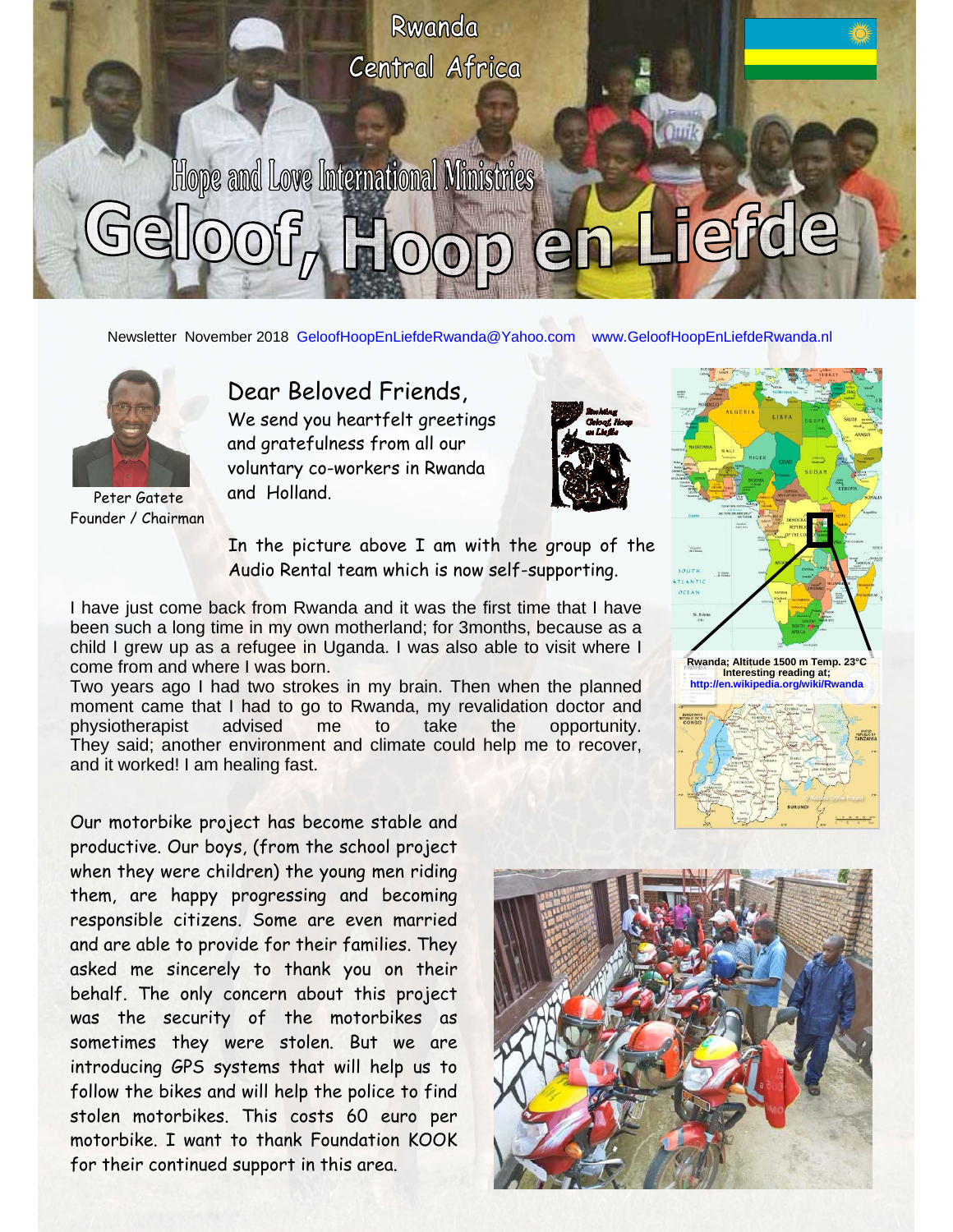Rwanda

Central Africa

Hope and Love International Ministries

# Geloof, Hoop en Liefde

Newsletter November 2018 GeloofHoopEnLiefdeRwanda@Yahoo.com www.GeloofHoopEnLiefdeRwanda.nl

Peter Gatete
Founder / Chairman

## Dear Beloved Friends,

We send you heartfelt greetings and gratefulness from all our voluntary co-workers in Rwanda and Holland.

Stichting Geloof, Hoop en Liefde

In the picture above I am with the group of the Audio Rental team which is now self-supporting.

Rwanda; Altitude 1500 m Temp. 23°C
Interesting reading at;
http://en.wikipedia.org/wiki/Rwanda

I have just come back from Rwanda and it was the first time that I have been such a long time in my own motherland; for 3months, because as a child I grew up as a refugee in Uganda. I was also able to visit where I come from and where I was born.

Two years ago I had two strokes in my brain. Then when the planned moment came that I had to go to Rwanda, my revalidation doctor and physiotherapist advised me to take the opportunity. They said; another environment and climate could help me to recover, and it worked! I am healing fast.

Our motorbike project has become stable and productive. Our boys, (from the school project when they were children) the young men riding them, are happy progressing and becoming responsible citizens. Some are even married and are able to provide for their families. They asked me sincerely to thank you on their behalf. The only concern about this project was the security of the motorbikes as sometimes they were stolen. But we are introducing GPS systems that will help us to follow the bikes and will help the police to find stolen motorbikes. This costs 60 euro per motorbike. I want to thank Foundation KOOK for their continued support in this area.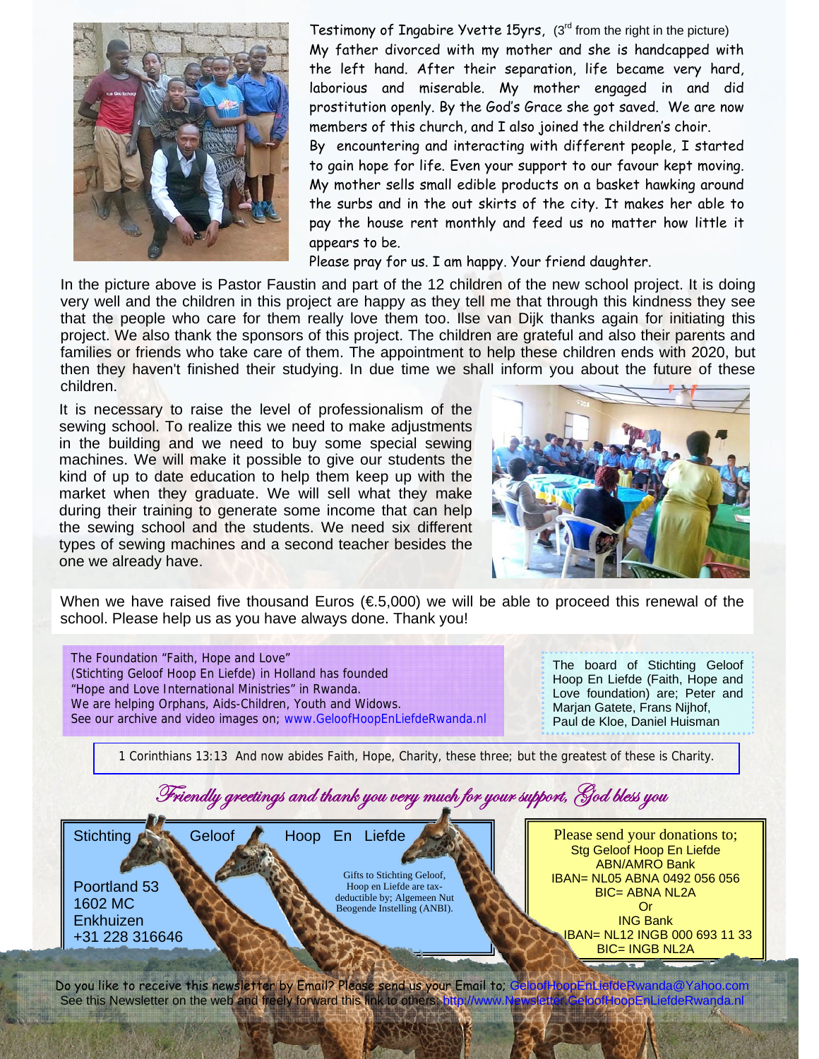Testimony of Ingabire Yvette 15yrs, (3rd from the right in the picture)
My father divorced with my mother and she is handcapped with the left hand. After their separation, life became very hard, laborious and miserable. My mother engaged in and did prostitution openly. By the God's Grace she got saved. We are now members of this church, and I also joined the children's choir.
By encountering and interacting with different people, I started to gain hope for life. Even your support to our favour kept moving. My mother sells small edible products on a basket hawking around the surbs and in the out skirts of the city. It makes her able to pay the house rent monthly and feed us no matter how little it appears to be.
Please pray for us. I am happy. Your friend daughter.

In the picture above is Pastor Faustin and part of the 12 children of the new school project. It is doing very well and the children in this project are happy as they tell me that through this kindness they see that the people who care for them really love them too. Ilse van Dijk thanks again for initiating this project. We also thank the sponsors of this project. The children are grateful and also their parents and families or friends who take care of them. The appointment to help these children ends with 2020, but then they haven't finished their studying. In due time we shall inform you about the future of these children.

It is necessary to raise the level of professionalism of the sewing school. To realize this we need to make adjustments in the building and we need to buy some special sewing machines. We will make it possible to give our students the kind of up to date education to help them keep up with the market when they graduate. We will sell what they make during their training to generate some income that can help the sewing school and the students. We need six different types of sewing machines and a second teacher besides the one we already have.

When we have raised five thousand Euros (€.5,000) we will be able to proceed this renewal of the school. Please help us as you have always done. Thank you!

The Foundation "Faith, Hope and Love"
(Stichting Geloof Hoop En Liefde) in Holland has founded
"Hope and Love International Ministries" in Rwanda.
We are helping Orphans, Aids-Children, Youth and Widows.
See our archive and video images on; www.GeloofHoopEnLiefdeRwanda.nl

The board of Stichting Geloof Hoop En Liefde (Faith, Hope and Love foundation) are; Peter and Marjan Gatete, Frans Nijhof, Paul de Kloe, Daniel Huisman

1 Corinthians 13:13 And now abides Faith, Hope, Charity, these three; but the greatest of these is Charity.

*Friendly greetings and thank you very much for your support, God bless you*

Stichting Geloof Hoop En Liefde

Poortland 53
1602 MC
Enkhuizen
+31 228 316646

Gifts to Stichting Geloof, Hoop en Liefde are tax-deductible by; Algemeen Nut Beogende Instelling (ANBI).

Please send your donations to;
Stg Geloof Hoop En Liefde
ABN/AMRO Bank
IBAN= NL05 ABNA 0492 056 056
BIC= ABNA NL2A
Or
ING Bank
IBAN= NL12 INGB 000 693 11 33
BIC= INGB NL2A

Do you like to receive this newsletter by Email? Please send us your Email to; GeloofHoopEnLiefdeRwanda@Yahoo.com
See this Newsletter on the web and freely forward this link to others: http://www.Newsletter.GeloofHoopEnLiefdeRwanda.nl